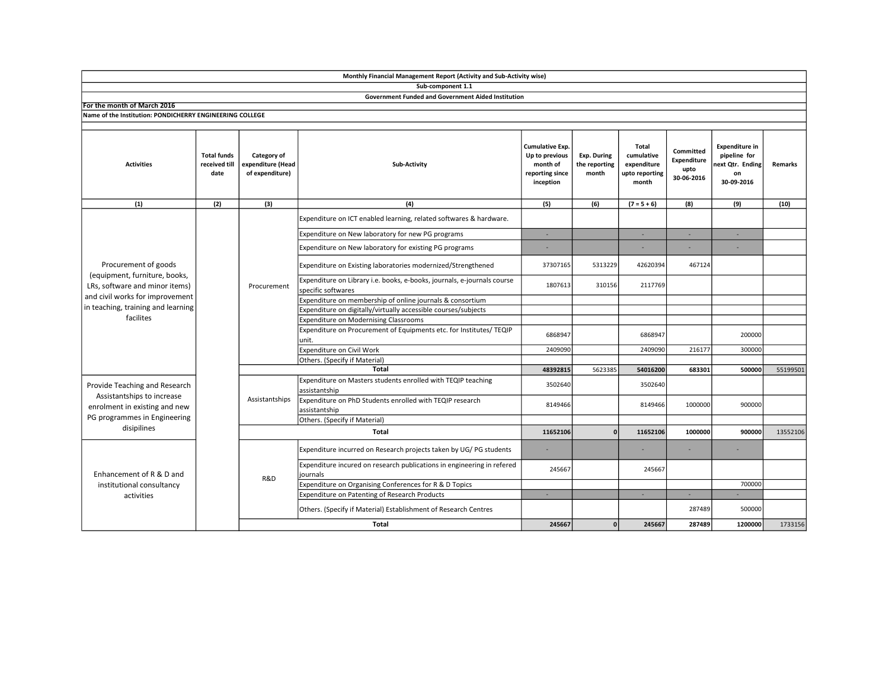**Monthly Financial Management Report (Activity and Sub-Activity wise)**

**Sub-component 1.1**

**Government Funded and Government Aided Institution**

**For the month of March 2016**

**Name of the Institution: PONDICHERRY ENGINEERING COLLEGE**

| Activities | Total funds received till date | Category of expenditure (Head of expenditure) | Sub-Activity | Cumulative Exp. Up to previous month of reporting since inception | Exp. During the reporting month | Total cumulative expenditure upto reporting month | Committed Expenditure upto 30-06-2016 | Expenditure in pipeline for next Qtr. Ending on 30-09-2016 | Remarks |
|---|---|---|---|---|---|---|---|---|---|
| (1) | (2) | (3) | (4) | (5) | (6) | (7 = 5 + 6) | (8) | (9) | (10) |
| Procurement of goods (equipment, furniture, books, LRs, software and minor items) and civil works for improvement in teaching, training and learning facilites | | Procurement | Expenditure on ICT enabled learning, related softwares & hardware. | | | | | | |
| | | | Expenditure on New laboratory for new PG programs | - | | - | - | - | |
| | | | Expenditure on New laboratory for existing PG programs | - | | - | - | - | |
| | | | Expenditure on Existing laboratories modernized/Strengthened | 37307165 | 5313229 | 42620394 | 467124 | | |
| | | | Expenditure on Library i.e. books, e-books, journals, e-journals course specific softwares | 1807613 | 310156 | 2117769 | | | |
| | | | Expenditure on membership of online journals & consortium | | | | | | |
| | | | Expenditure on digitally/virtually accessible courses/subjects | | | | | | |
| | | | Expenditure on Modernising Classrooms | | | | | | |
| | | | Expenditure on Procurement of Equipments etc. for Institutes/ TEQIP unit. | 6868947 | | 6868947 | | 200000 | |
| | | | Expenditure on Civil Work | 2409090 | | 2409090 | 216177 | 300000 | |
| | | | Others. (Specify if Material) | | | | | | |
| | | | **Total** | **48392815** | 5623385 | **54016200** | **683301** | **500000** | 55199501 |
| Provide Teaching and Research Assistantships to increase enrolment in existing and new PG programmes in Engineering disipilines | | Assistantships | Expenditure on Masters students enrolled with TEQIP teaching assistantship | 3502640 | | 3502640 | | | |
| | | | Expenditure on PhD Students enrolled with TEQIP research assistantship | 8149466 | | 8149466 | 1000000 | 900000 | |
| | | | Others. (Specify if Material) | | | | | | |
| | | | **Total** | **11652106** | **0** | **11652106** | **1000000** | **900000** | 13552106 |
| Enhancement of R & D and institutional consultancy activities | | R&D | Expenditure incurred on Research projects taken by UG/ PG students | - | | - | - | - | |
| | | | Expenditure incured on research publications in engineering in refered journals | 245667 | | 245667 | | | |
| | | | Expenditure on Organising Conferences for R & D Topics | | | | | 700000 | |
| | | | Expenditure on Patenting of Research Products | - | | - | - | - | |
| | | | Others. (Specify if Material) Establishment of Research Centres | | | | 287489 | 500000 | |
| | | | **Total** | **245667** | **0** | **245667** | **287489** | **1200000** | 1733156 |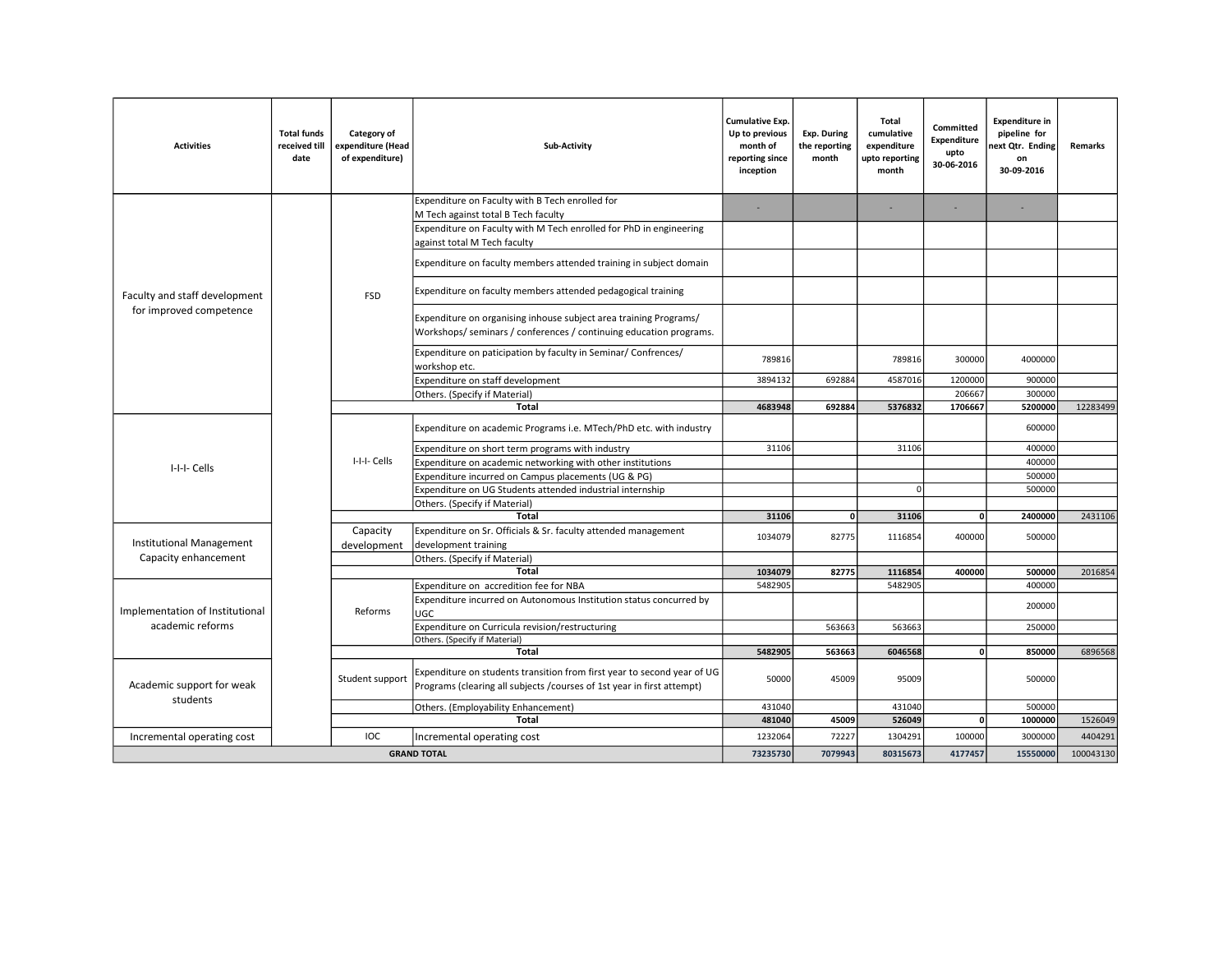| Activities | Total funds received till date | Category of expenditure (Head of expenditure) | Sub-Activity | Cumulative Exp. Up to previous month of reporting since inception | Exp. During the reporting month | Total cumulative expenditure upto reporting month | Committed Expenditure upto 30-06-2016 | Expenditure in pipeline for next Qtr. Ending on 30-09-2016 | Remarks |
|---|---|---|---|---|---|---|---|---|---|
| Faculty and staff development for improved competence | | FSD | Expenditure on Faculty with B Tech enrolled for M Tech against total B Tech faculty | - | | - | - | - | |
| | | | Expenditure on Faculty with M Tech enrolled for PhD in engineering against total M Tech faculty | | | | | | |
| | | | Expenditure on faculty members attended training in subject domain | | | | | | |
| | | | Expenditure on faculty members attended pedagogical training | | | | | | |
| | | | Expenditure on organising inhouse subject area training Programs/ Workshops/ seminars / conferences / continuing education programs. | | | | | | |
| | | | Expenditure on paticipation by faculty in Seminar/ Confrences/ workshop etc. | 789816 | | 789816 | 300000 | 4000000 | |
| | | | Expenditure on staff development | 3894132 | 692884 | 4587016 | 1200000 | 900000 | |
| | | | Others. (Specify if Material) | | | | 206667 | 300000 | |
| | | | **Total** | **4683948** | **692884** | **5376832** | **1706667** | **5200000** | 12283499 |
| I-I-I- Cells | | I-I-I- Cells | Expenditure on academic Programs i.e. MTech/PhD etc. with industry | | | | | 600000 | |
| | | | Expenditure on short term programs with industry | 31106 | | 31106 | | 400000 | |
| | | | Expenditure on academic networking with other institutions | | | | | 400000 | |
| | | | Expenditure incurred on Campus placements (UG & PG) | | | | | 500000 | |
| | | | Expenditure on UG Students attended industrial internship | | | 0 | | 500000 | |
| | | | Others. (Specify if Material) | | | | | | |
| | | | **Total** | **31106** | **0** | **31106** | **0** | **2400000** | 2431106 |
| Institutional Management Capacity enhancement | | Capacity development | Expenditure on Sr. Officials & Sr. faculty attended management development training | 1034079 | 82775 | 1116854 | 400000 | 500000 | |
| | | | Others. (Specify if Material) | | | | | | |
| | | | **Total** | **1034079** | **82775** | **1116854** | **400000** | **500000** | 2016854 |
| Implementation of Institutional academic reforms | | Reforms | Expenditure on accredition fee for NBA | 5482905 | | 5482905 | | 400000 | |
| | | | Expenditure incurred on Autonomous Institution status concurred by UGC | | | | | 200000 | |
| | | | Expenditure on Curricula revision/restructuring | | 563663 | 563663 | | 250000 | |
| | | | Others. (Specify if Material) | | | | | | |
| | | | **Total** | **5482905** | **563663** | **6046568** | **0** | **850000** | 6896568 |
| Academic support for weak students | | Student support | Expenditure on students transition from first year to second year of UG Programs (clearing all subjects /courses of 1st year in first attempt) | 50000 | 45009 | 95009 | | 500000 | |
| | | | Others. (Employability Enhancement) | 431040 | | 431040 | | 500000 | |
| | | | **Total** | **481040** | **45009** | **526049** | **0** | **1000000** | 1526049 |
| Incremental operating cost | | IOC | Incremental operating cost | 1232064 | 72227 | 1304291 | 100000 | 3000000 | 4404291 |
| **GRAND TOTAL** | | | | 73235730 | 7079943 | 80315673 | 4177457 | 15550000 | 100043130 |